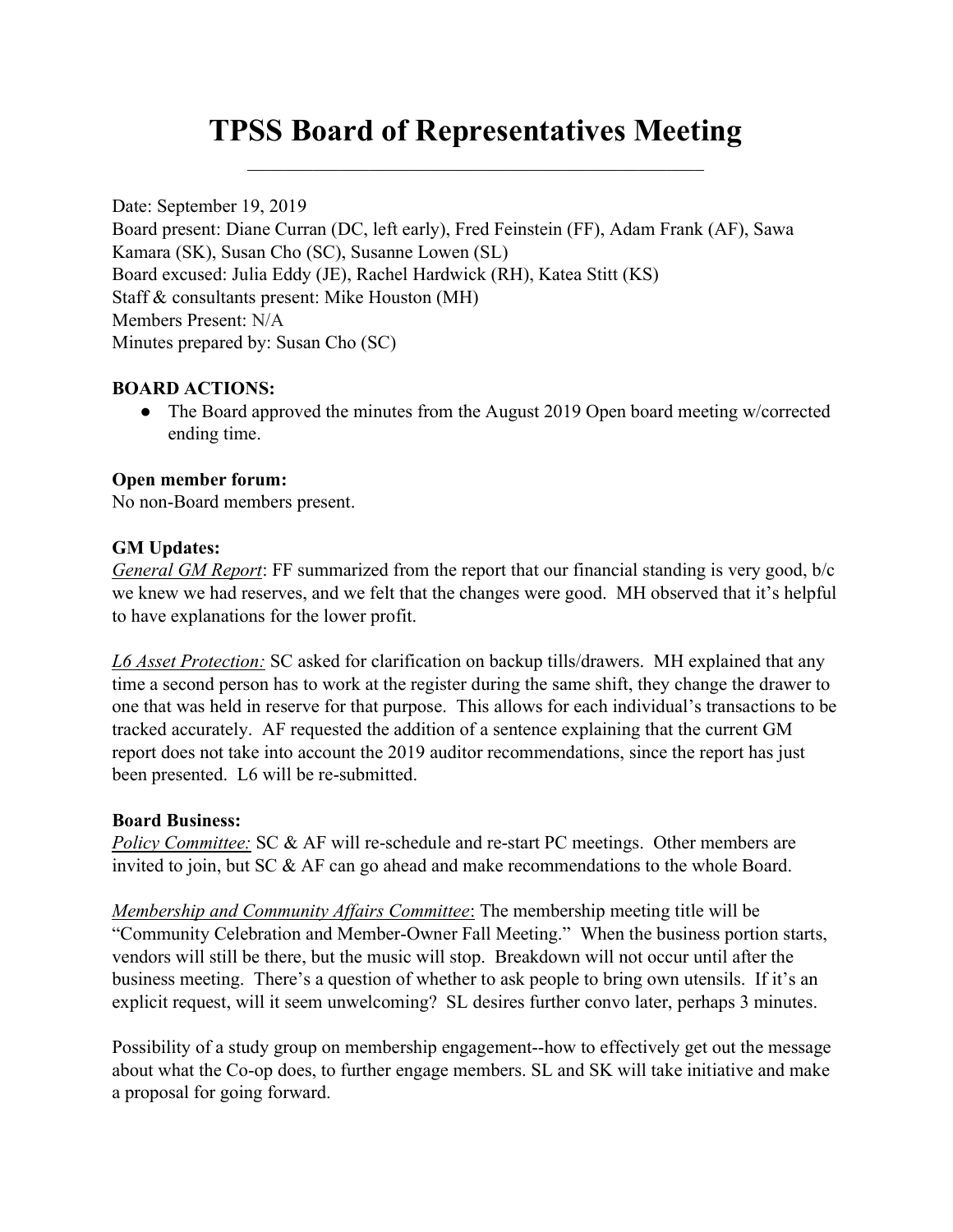# TPSS Board of Representatives Meeting

Date: September 19, 2019
Board present: Diane Curran (DC, left early), Fred Feinstein (FF), Adam Frank (AF), Sawa Kamara (SK), Susan Cho (SC), Susanne Lowen (SL)
Board excused: Julia Eddy (JE), Rachel Hardwick (RH), Katea Stitt (KS)
Staff & consultants present: Mike Houston (MH)
Members Present: N/A
Minutes prepared by: Susan Cho (SC)

**BOARD ACTIONS:**

- The Board approved the minutes from the August 2019 Open board meeting w/corrected ending time.

**Open member forum:**
No non-Board members present.

**GM Updates:**
*General GM Report*: FF summarized from the report that our financial standing is very good, b/c we knew we had reserves, and we felt that the changes were good. MH observed that it's helpful to have explanations for the lower profit.

*L6 Asset Protection:* SC asked for clarification on backup tills/drawers. MH explained that any time a second person has to work at the register during the same shift, they change the drawer to one that was held in reserve for that purpose. This allows for each individual's transactions to be tracked accurately. AF requested the addition of a sentence explaining that the current GM report does not take into account the 2019 auditor recommendations, since the report has just been presented. L6 will be re-submitted.

**Board Business:**
*Policy Committee:* SC & AF will re-schedule and re-start PC meetings. Other members are invited to join, but SC & AF can go ahead and make recommendations to the whole Board.

*Membership and Community Affairs Committee*: The membership meeting title will be "Community Celebration and Member-Owner Fall Meeting." When the business portion starts, vendors will still be there, but the music will stop. Breakdown will not occur until after the business meeting. There's a question of whether to ask people to bring own utensils. If it's an explicit request, will it seem unwelcoming? SL desires further convo later, perhaps 3 minutes.

Possibility of a study group on membership engagement--how to effectively get out the message about what the Co-op does, to further engage members. SL and SK will take initiative and make a proposal for going forward.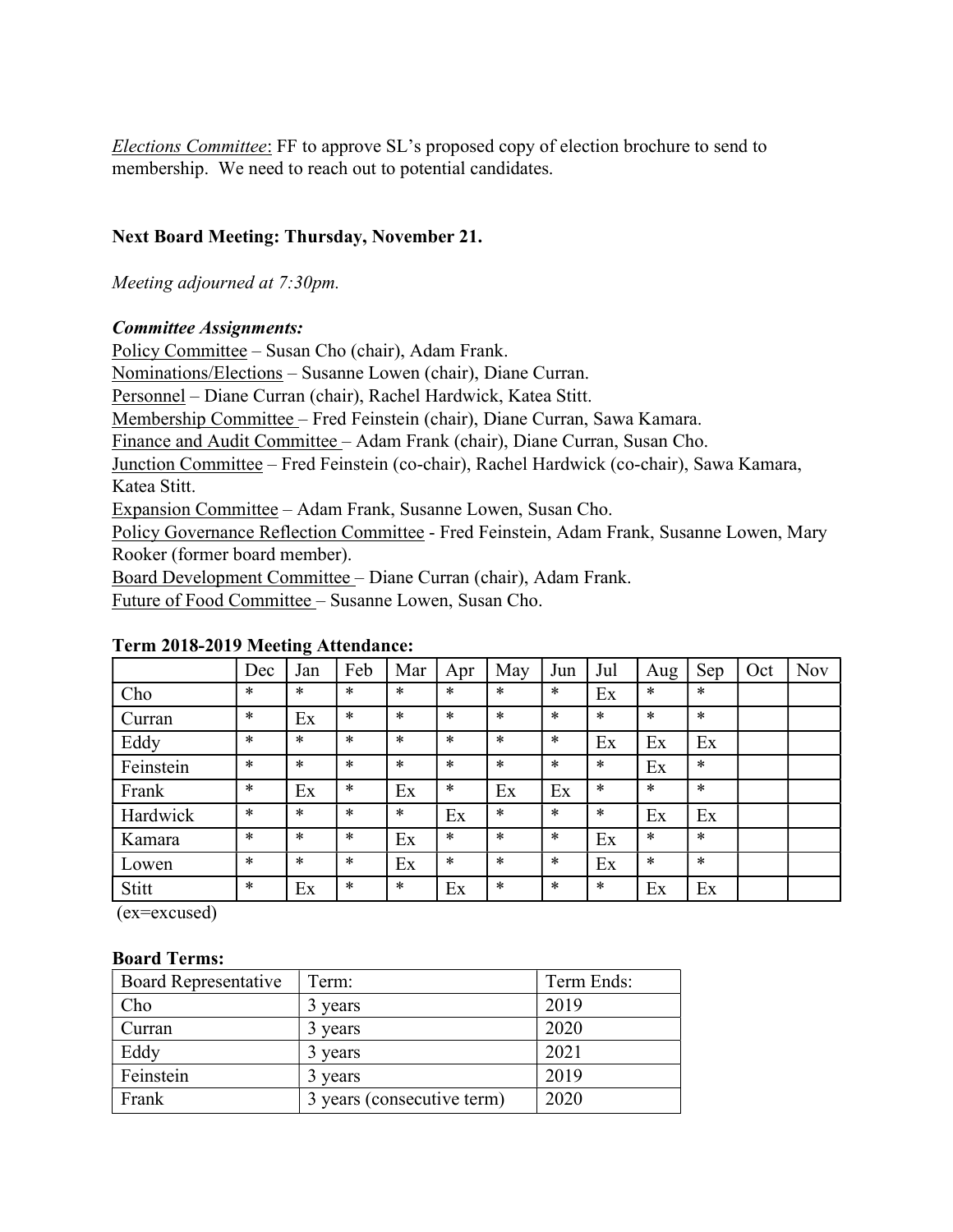*Elections Committee*: FF to approve SL's proposed copy of election brochure to send to membership. We need to reach out to potential candidates.

**Next Board Meeting: Thursday, November 21.**

*Meeting adjourned at 7:30pm.*

***Committee Assignments:***

Policy Committee – Susan Cho (chair), Adam Frank.
Nominations/Elections – Susanne Lowen (chair), Diane Curran.
Personnel – Diane Curran (chair), Rachel Hardwick, Katea Stitt.
Membership Committee – Fred Feinstein (chair), Diane Curran, Sawa Kamara.
Finance and Audit Committee – Adam Frank (chair), Diane Curran, Susan Cho.
Junction Committee – Fred Feinstein (co-chair), Rachel Hardwick (co-chair), Sawa Kamara, Katea Stitt.
Expansion Committee – Adam Frank, Susanne Lowen, Susan Cho.
Policy Governance Reflection Committee - Fred Feinstein, Adam Frank, Susanne Lowen, Mary Rooker (former board member).
Board Development Committee – Diane Curran (chair), Adam Frank.
Future of Food Committee – Susanne Lowen, Susan Cho.

**Term 2018-2019 Meeting Attendance:**

| | Dec | Jan | Feb | Mar | Apr | May | Jun | Jul | Aug | Sep | Oct | Nov |
|---|---|---|---|---|---|---|---|---|---|---|---|---|
| Cho | * | * | * | * | * | * | * | Ex | * | * | | |
| Curran | * | Ex | * | * | * | * | * | * | * | * | | |
| Eddy | * | * | * | * | * | * | * | Ex | Ex | Ex | | |
| Feinstein | * | * | * | * | * | * | * | * | Ex | * | | |
| Frank | * | Ex | * | Ex | * | Ex | Ex | * | * | * | | |
| Hardwick | * | * | * | * | Ex | * | * | * | Ex | Ex | | |
| Kamara | * | * | * | Ex | * | * | * | Ex | * | * | | |
| Lowen | * | * | * | Ex | * | * | * | Ex | * | * | | |
| Stitt | * | Ex | * | * | Ex | * | * | * | Ex | Ex | | |

(ex=excused)

**Board Terms:**

| Board Representative | Term: | Term Ends: |
|---|---|---|
| Cho | 3 years | 2019 |
| Curran | 3 years | 2020 |
| Eddy | 3 years | 2021 |
| Feinstein | 3 years | 2019 |
| Frank | 3 years (consecutive term) | 2020 |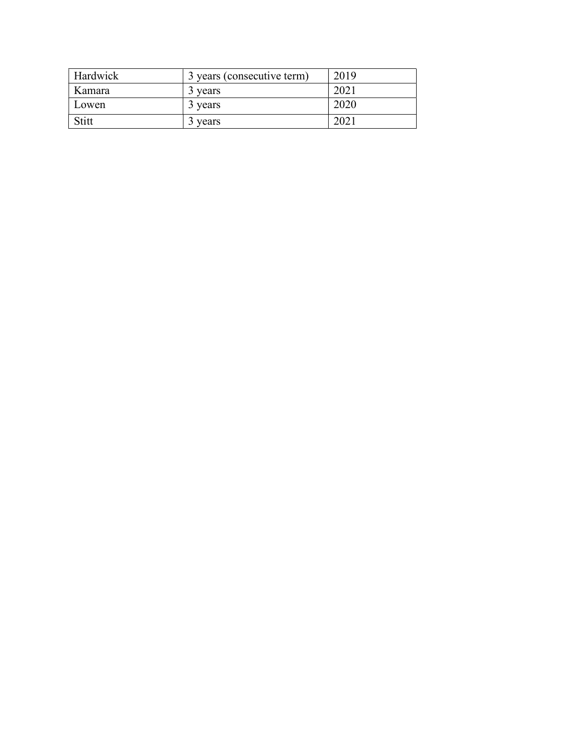| | | |
|---|---|---|
| Hardwick | 3 years (consecutive term) | 2019 |
| Kamara | 3 years | 2021 |
| Lowen | 3 years | 2020 |
| Stitt | 3 years | 2021 |